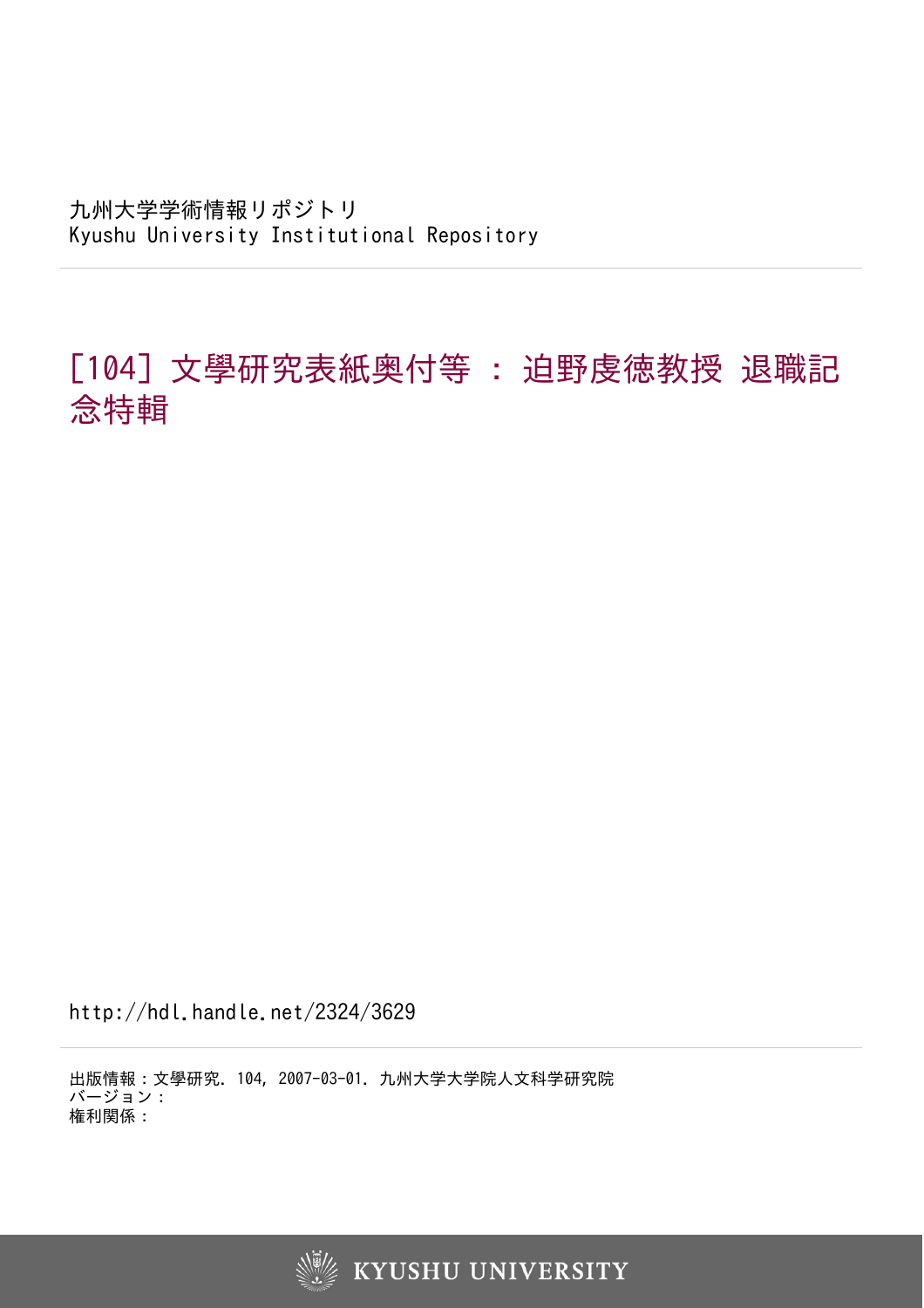九州大学学術情報リポジトリ
Kyushu University Institutional Repository

# [104] 文學研究表紙奥付等 : 迫野虔徳教授 退職記念特輯

http://hdl.handle.net/2324/3629

出版情報：文學研究. 104, 2007-03-01. 九州大学大学院人文科学研究院
バージョン：
権利関係：

KYUSHU UNIVERSITY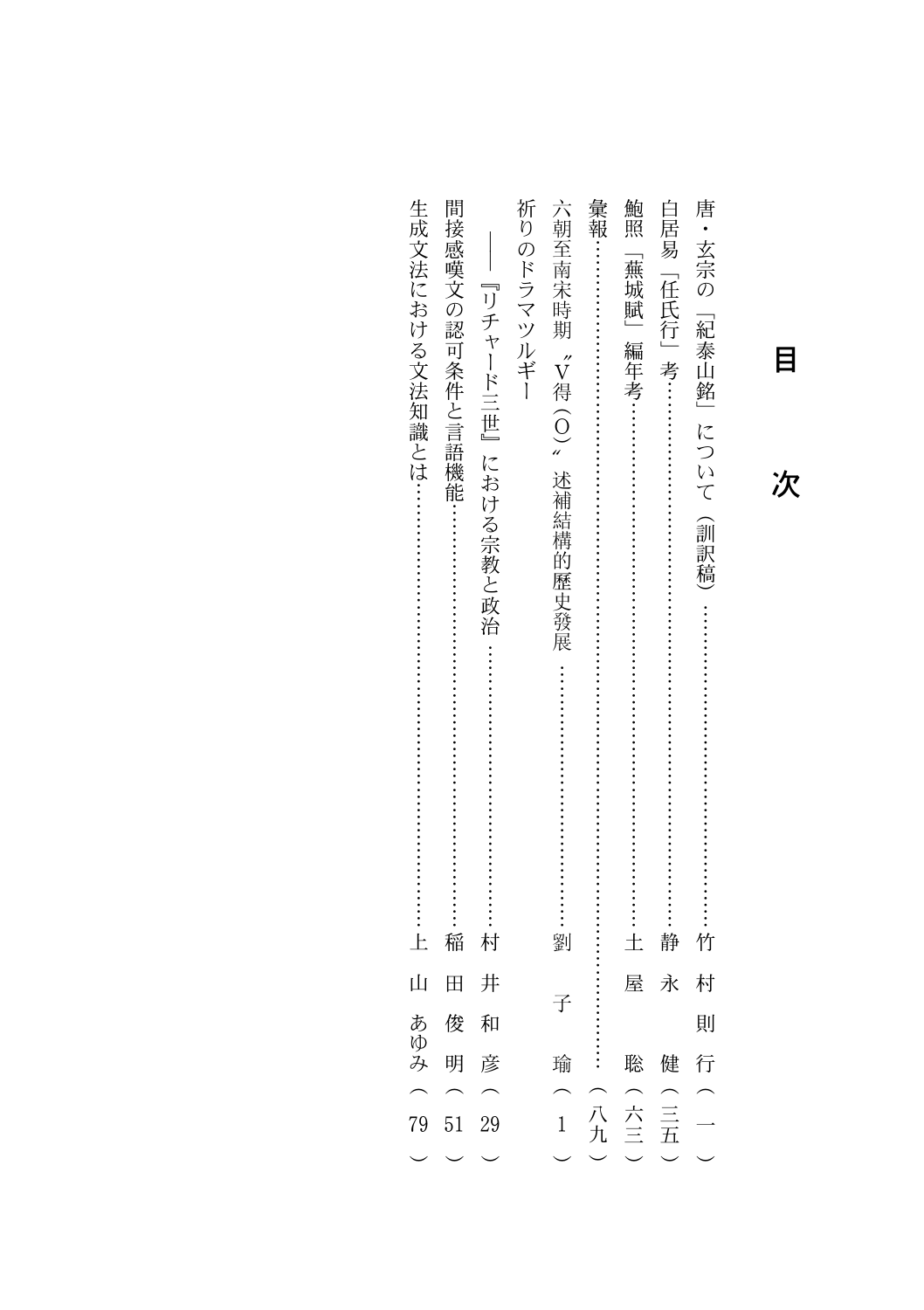# 目次

唐・玄宗の「紀泰山銘」について（訓訳稿）……………………………竹村則行（一）

白居易「任氏行」考……………………………………………………静永　健（三五）

鮑照「蕪城賦」編年考…………………………………………………土屋　聡（六三）

彙報………………………………………………………………………………（八九）

六朝至南宋時期〝V得（O）〟述補結構的歷史發展……………………劉　子瑜（1）

祈りのドラマツルギー

——『リチャード三世』における宗教と政治…………………………村井和彦（29）

間接感嘆文の認可条件と言語機能……………………………………稲田俊明（51）

生成文法における文法知識とは………………………………………上山あゆみ（79）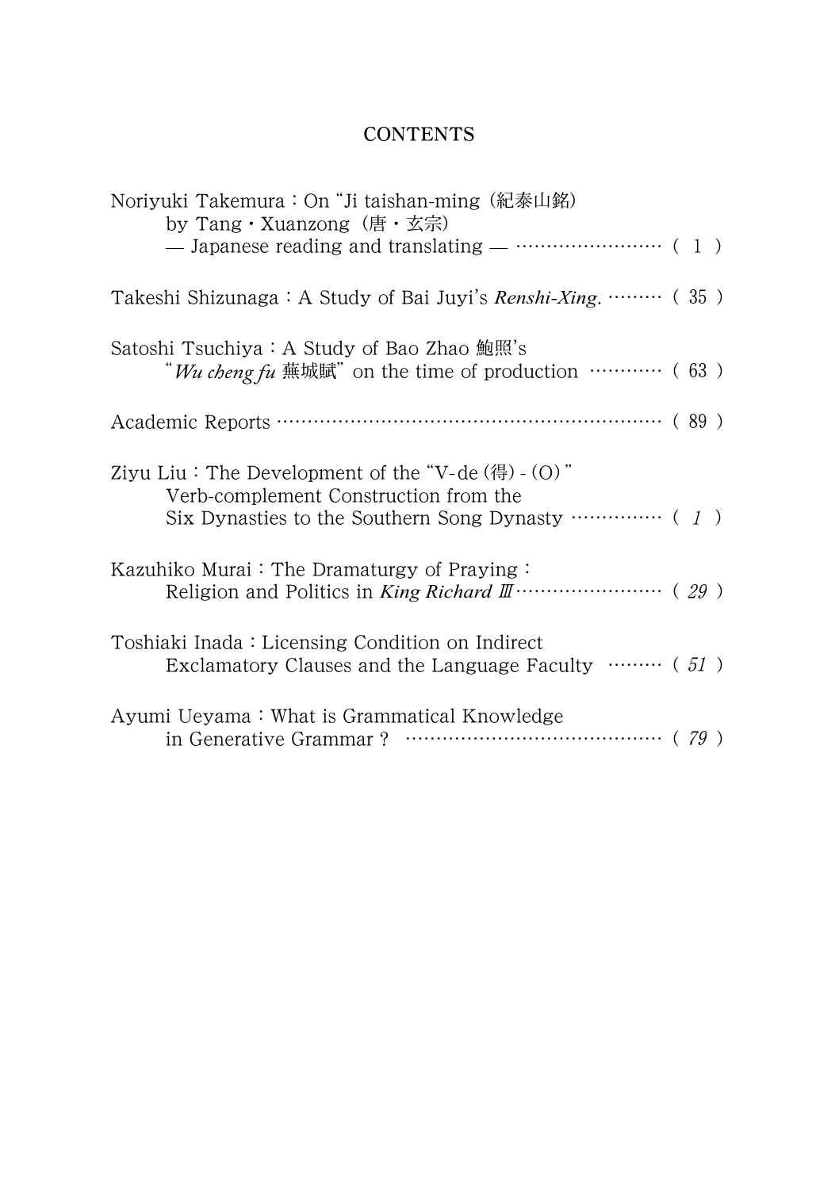# CONTENTS

Noriyuki Takemura：On "Ji taishan-ming（紀泰山銘）
by Tang・Xuanzong（唐・玄宗）
— Japanese reading and translating — …………………… ( 1 )

Takeshi Shizunaga：A Study of Bai Juyi's *Renshi-Xing*. ……… ( 35 )

Satoshi Tsuchiya：A Study of Bao Zhao 鮑照's
"*Wu cheng fu* 蕪城賦" on the time of production ………… ( 63 )

Academic Reports ……………………………………………………… ( 89 )

Ziyu Liu：The Development of the "V-de (得) - (O)"
Verb-complement Construction from the
Six Dynasties to the Southern Song Dynasty …………… ( *1* )

Kazuhiko Murai：The Dramaturgy of Praying：
Religion and Politics in *King Richard Ⅲ* …………………… ( *29* )

Toshiaki Inada：Licensing Condition on Indirect
Exclamatory Clauses and the Language Faculty ……… ( *51* )

Ayumi Ueyama：What is Grammatical Knowledge
in Generative Grammar？ …………………………………… ( *79* )